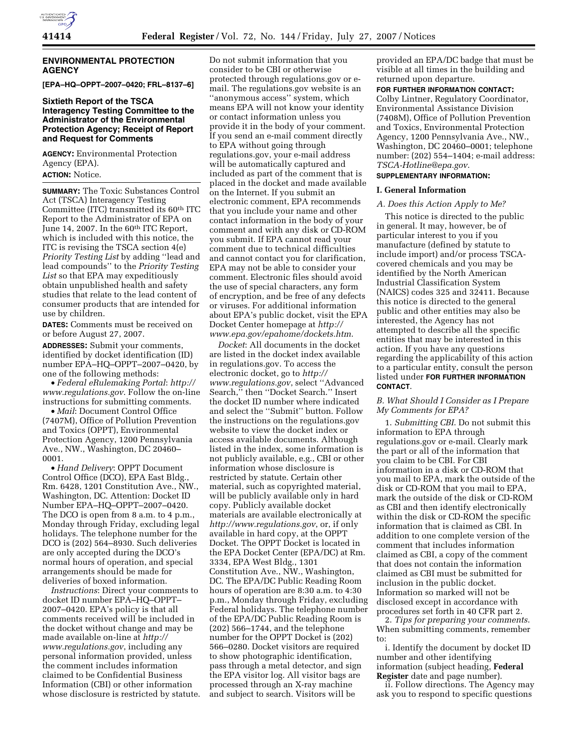## ENVIRONMENTAL PROTECTION AGENCY

**[EPA–HQ–OPPT–2007–0420; FRL–8137–6]**

### Sixtieth Report of the TSCA Interagency Testing Committee to the Administrator of the Environmental Protection Agency; Receipt of Report and Request for Comments

**AGENCY:** Environmental Protection Agency (EPA).

**ACTION:** Notice.

**SUMMARY:** The Toxic Substances Control Act (TSCA) Interagency Testing Committee (ITC) transmitted its 60th ITC Report to the Administrator of EPA on June 14, 2007. In the 60th ITC Report, which is included with this notice, the ITC is revising the TSCA section 4(e) *Priority Testing List* by adding ''lead and lead compounds'' to the *Priority Testing List* so that EPA may expeditiously obtain unpublished health and safety studies that relate to the lead content of consumer products that are intended for use by children.

**DATES:** Comments must be received on or before August 27, 2007.

**ADDRESSES:** Submit your comments, identified by docket identification (ID) number EPA–HQ–OPPT–2007–0420, by one of the following methods:

- *Federal eRulemaking Portal*: *http://www.regulations.gov*. Follow the on-line instructions for submitting comments.
- *Mail*: Document Control Office (7407M), Office of Pollution Prevention and Toxics (OPPT), Environmental Protection Agency, 1200 Pennsylvania Ave., NW., Washington, DC 20460–0001.
- *Hand Delivery*: OPPT Document Control Office (DCO), EPA East Bldg., Rm. 6428, 1201 Constitution Ave., NW., Washington, DC. Attention: Docket ID Number EPA–HQ–OPPT–2007–0420. The DCO is open from 8 a.m. to 4 p.m., Monday through Friday, excluding legal holidays. The telephone number for the DCO is (202) 564–8930. Such deliveries are only accepted during the DCO's normal hours of operation, and special arrangements should be made for deliveries of boxed information.

*Instructions*: Direct your comments to docket ID number EPA–HQ–OPPT–2007–0420. EPA's policy is that all comments received will be included in the docket without change and may be made available on-line at *http://www.regulations.gov*, including any personal information provided, unless the comment includes information claimed to be Confidential Business Information (CBI) or other information whose disclosure is restricted by statute. Do not submit information that you consider to be CBI or otherwise protected through regulations.gov or e-mail. The regulations.gov website is an ''anonymous access'' system, which means EPA will not know your identity or contact information unless you provide it in the body of your comment. If you send an e-mail comment directly to EPA without going through regulations.gov, your e-mail address will be automatically captured and included as part of the comment that is placed in the docket and made available on the Internet. If you submit an electronic comment, EPA recommends that you include your name and other contact information in the body of your comment and with any disk or CD-ROM you submit. If EPA cannot read your comment due to technical difficulties and cannot contact you for clarification, EPA may not be able to consider your comment. Electronic files should avoid the use of special characters, any form of encryption, and be free of any defects or viruses. For additional information about EPA's public docket, visit the EPA Docket Center homepage at *http://www.epa.gov/epahome/dockets.htm*.

*Docket*: All documents in the docket are listed in the docket index available in regulations.gov. To access the electronic docket, go to *http://www.regulations.gov*, select ''Advanced Search,'' then ''Docket Search.'' Insert the docket ID number where indicated and select the ''Submit'' button. Follow the instructions on the regulations.gov website to view the docket index or access available documents. Although listed in the index, some information is not publicly available, e.g., CBI or other information whose disclosure is restricted by statute. Certain other material, such as copyrighted material, will be publicly available only in hard copy. Publicly available docket materials are available electronically at *http://www.regulations.gov*, or, if only available in hard copy, at the OPPT Docket. The OPPT Docket is located in the EPA Docket Center (EPA/DC) at Rm. 3334, EPA West Bldg., 1301 Constitution Ave., NW., Washington, DC. The EPA/DC Public Reading Room hours of operation are 8:30 a.m. to 4:30 p.m., Monday through Friday, excluding Federal holidays. The telephone number of the EPA/DC Public Reading Room is (202) 566–1744, and the telephone number for the OPPT Docket is (202) 566–0280. Docket visitors are required to show photographic identification, pass through a metal detector, and sign the EPA visitor log. All visitor bags are processed through an X-ray machine and subject to search. Visitors will be provided an EPA/DC badge that must be visible at all times in the building and returned upon departure.

**FOR FURTHER INFORMATION CONTACT:** Colby Lintner, Regulatory Coordinator, Environmental Assistance Division (7408M), Office of Pollution Prevention and Toxics, Environmental Protection Agency, 1200 Pennsylvania Ave., NW., Washington, DC 20460–0001; telephone number: (202) 554–1404; e-mail address: *TSCA-Hotline@epa.gov*.

**SUPPLEMENTARY INFORMATION:**

### I. General Information

#### *A. Does this Action Apply to Me?*

This notice is directed to the public in general. It may, however, be of particular interest to you if you manufacture (defined by statute to include import) and/or process TSCA-covered chemicals and you may be identified by the North American Industrial Classification System (NAICS) codes 325 and 32411. Because this notice is directed to the general public and other entities may also be interested, the Agency has not attempted to describe all the specific entities that may be interested in this action. If you have any questions regarding the applicability of this action to a particular entity, consult the person listed under **FOR FURTHER INFORMATION CONTACT**.

#### *B. What Should I Consider as I Prepare My Comments for EPA?*

1. *Submitting CBI*. Do not submit this information to EPA through regulations.gov or e-mail. Clearly mark the part or all of the information that you claim to be CBI. For CBI information in a disk or CD-ROM that you mail to EPA, mark the outside of the disk or CD-ROM that you mail to EPA, mark the outside of the disk or CD-ROM as CBI and then identify electronically within the disk or CD-ROM the specific information that is claimed as CBI. In addition to one complete version of the comment that includes information claimed as CBI, a copy of the comment that does not contain the information claimed as CBI must be submitted for inclusion in the public docket. Information so marked will not be disclosed except in accordance with procedures set forth in 40 CFR part 2.

2. *Tips for preparing your comments*. When submitting comments, remember to:

i. Identify the document by docket ID number and other identifying information (subject heading, **Federal Register** date and page number).

ii. Follow directions. The Agency may ask you to respond to specific questions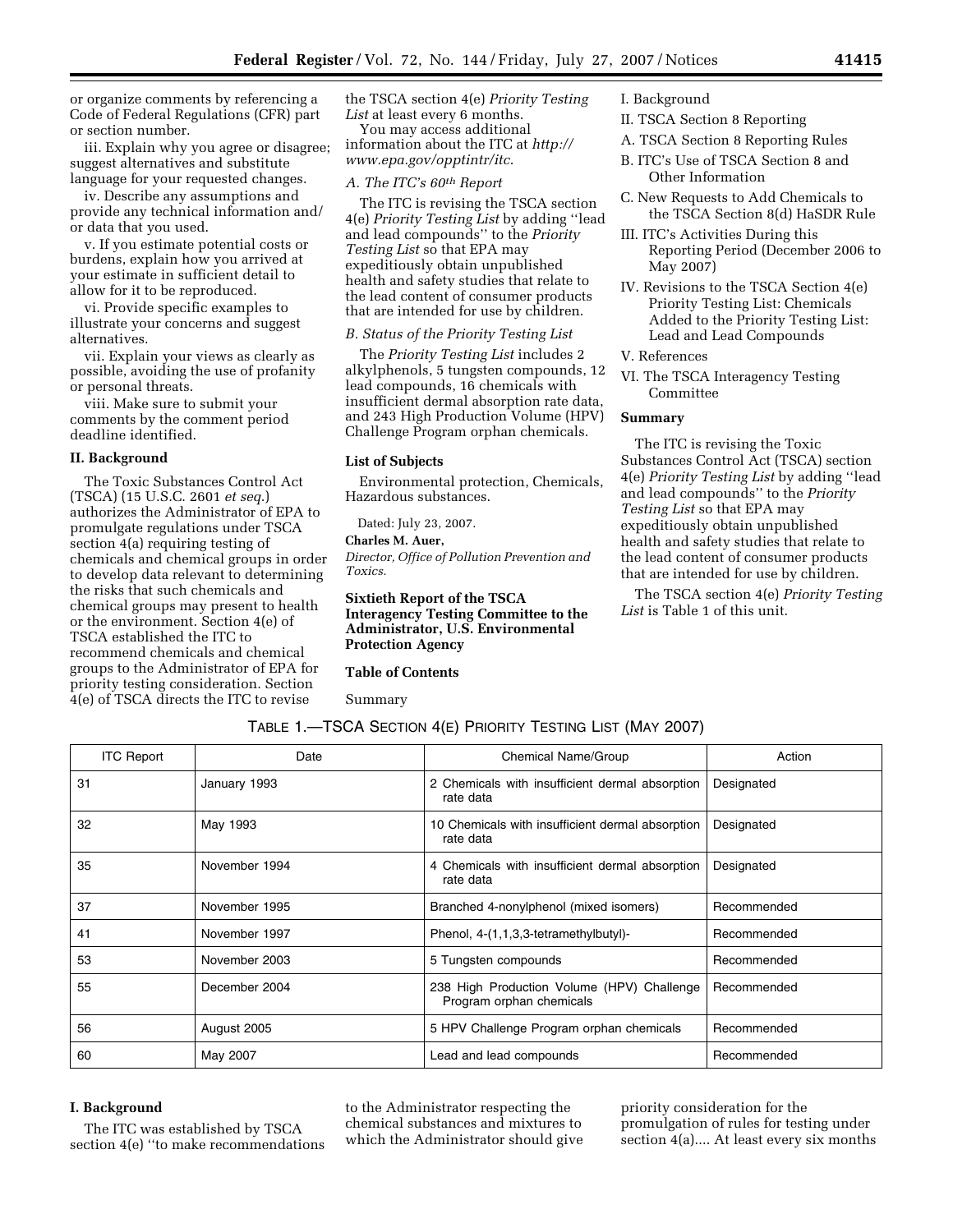or organize comments by referencing a Code of Federal Regulations (CFR) part or section number.

iii. Explain why you agree or disagree; suggest alternatives and substitute language for your requested changes.

iv. Describe any assumptions and provide any technical information and/or data that you used.

v. If you estimate potential costs or burdens, explain how you arrived at your estimate in sufficient detail to allow for it to be reproduced.

vi. Provide specific examples to illustrate your concerns and suggest alternatives.

vii. Explain your views as clearly as possible, avoiding the use of profanity or personal threats.

viii. Make sure to submit your comments by the comment period deadline identified.

## II. Background

The Toxic Substances Control Act (TSCA) (15 U.S.C. 2601 *et seq.*) authorizes the Administrator of EPA to promulgate regulations under TSCA section 4(a) requiring testing of chemicals and chemical groups in order to develop data relevant to determining the risks that such chemicals and chemical groups may present to health or the environment. Section 4(e) of TSCA established the ITC to recommend chemicals and chemical groups to the Administrator of EPA for priority testing consideration. Section 4(e) of TSCA directs the ITC to revise the TSCA section 4(e) *Priority Testing List* at least every 6 months.

You may access additional information about the ITC at *http://www.epa.gov/opptintr/itc*.

### A. The ITC's 60th Report

The ITC is revising the TSCA section 4(e) *Priority Testing List* by adding ''lead and lead compounds'' to the *Priority Testing List* so that EPA may expeditiously obtain unpublished health and safety studies that relate to the lead content of consumer products that are intended for use by children.

### B. Status of the Priority Testing List

The *Priority Testing List* includes 2 alkylphenols, 5 tungsten compounds, 12 lead compounds, 16 chemicals with insufficient dermal absorption rate data, and 243 High Production Volume (HPV) Challenge Program orphan chemicals.

## List of Subjects

Environmental protection, Chemicals, Hazardous substances.

Dated: July 23, 2007.

**Charles M. Auer,**

*Director, Office of Pollution Prevention and Toxics.*

## Sixtieth Report of the TSCA Interagency Testing Committee to the Administrator, U.S. Environmental Protection Agency

### Table of Contents

Summary

I. Background

II. TSCA Section 8 Reporting

A. TSCA Section 8 Reporting Rules

B. ITC's Use of TSCA Section 8 and Other Information

C. New Requests to Add Chemicals to the TSCA Section 8(d) HaSDR Rule

III. ITC's Activities During this Reporting Period (December 2006 to May 2007)

IV. Revisions to the TSCA Section 4(e) Priority Testing List: Chemicals Added to the Priority Testing List: Lead and Lead Compounds

V. References

VI. The TSCA Interagency Testing Committee

### Summary

The ITC is revising the Toxic Substances Control Act (TSCA) section 4(e) *Priority Testing List* by adding ''lead and lead compounds'' to the *Priority Testing List* so that EPA may expeditiously obtain unpublished health and safety studies that relate to the lead content of consumer products that are intended for use by children.

The TSCA section 4(e) *Priority Testing List* is Table 1 of this unit.

TABLE 1.—TSCA SECTION 4(E) PRIORITY TESTING LIST (MAY 2007)

| ITC Report | Date | Chemical Name/Group | Action |
|---|---|---|---|
| 31 | January 1993 | 2 Chemicals with insufficient dermal absorption rate data | Designated |
| 32 | May 1993 | 10 Chemicals with insufficient dermal absorption rate data | Designated |
| 35 | November 1994 | 4 Chemicals with insufficient dermal absorption rate data | Designated |
| 37 | November 1995 | Branched 4-nonylphenol (mixed isomers) | Recommended |
| 41 | November 1997 | Phenol, 4-(1,1,3,3-tetramethylbutyl)- | Recommended |
| 53 | November 2003 | 5 Tungsten compounds | Recommended |
| 55 | December 2004 | 238 High Production Volume (HPV) Challenge Program orphan chemicals | Recommended |
| 56 | August 2005 | 5 HPV Challenge Program orphan chemicals | Recommended |
| 60 | May 2007 | Lead and lead compounds | Recommended |

## I. Background

The ITC was established by TSCA section 4(e) ''to make recommendations to the Administrator respecting the chemical substances and mixtures to which the Administrator should give priority consideration for the promulgation of rules for testing under section 4(a).... At least every six months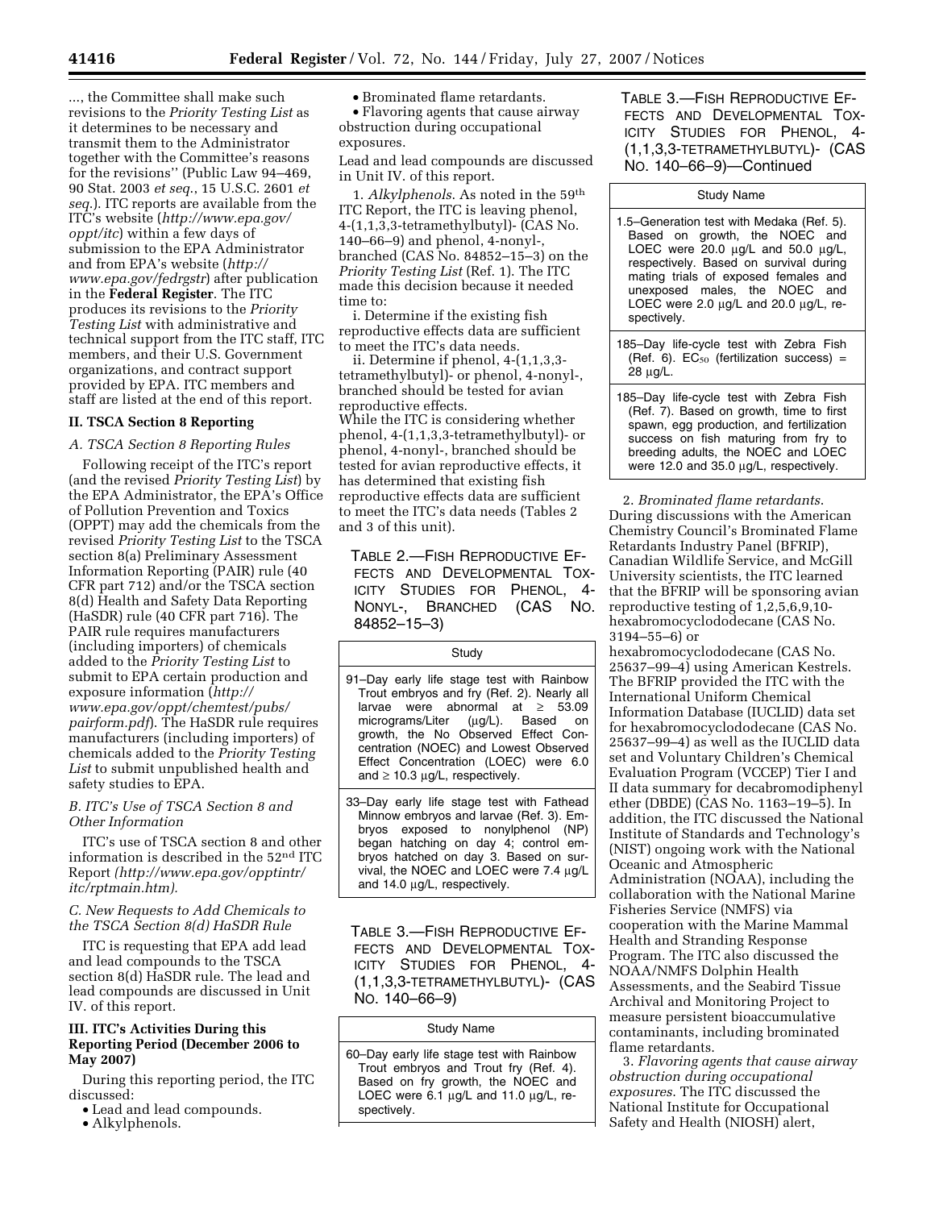..., the Committee shall make such revisions to the *Priority Testing List* as it determines to be necessary and transmit them to the Administrator together with the Committee's reasons for the revisions'' (Public Law 94–469, 90 Stat. 2003 *et seq.*, 15 U.S.C. 2601 *et seq.*). ITC reports are available from the ITC's website (*http://www.epa.gov/oppt/itc*) within a few days of submission to the EPA Administrator and from EPA's website (*http://www.epa.gov/fedrgstr*) after publication in the **Federal Register**. The ITC produces its revisions to the *Priority Testing List* with administrative and technical support from the ITC staff, ITC members, and their U.S. Government organizations, and contract support provided by EPA. ITC members and staff are listed at the end of this report.

## II. TSCA Section 8 Reporting

### *A. TSCA Section 8 Reporting Rules*

Following receipt of the ITC's report (and the revised *Priority Testing List*) by the EPA Administrator, the EPA's Office of Pollution Prevention and Toxics (OPPT) may add the chemicals from the revised *Priority Testing List* to the TSCA section 8(a) Preliminary Assessment Information Reporting (PAIR) rule (40 CFR part 712) and/or the TSCA section 8(d) Health and Safety Data Reporting (HaSDR) rule (40 CFR part 716). The PAIR rule requires manufacturers (including importers) of chemicals added to the *Priority Testing List* to submit to EPA certain production and exposure information (*http://www.epa.gov/oppt/chemtest/pubs/pairform.pdf*). The HaSDR rule requires manufacturers (including importers) of chemicals added to the *Priority Testing List* to submit unpublished health and safety studies to EPA.

### *B. ITC's Use of TSCA Section 8 and Other Information*

ITC's use of TSCA section 8 and other information is described in the 52nd ITC Report *(http://www.epa.gov/opptintr/itc/rptmain.htm).*

### *C. New Requests to Add Chemicals to the TSCA Section 8(d) HaSDR Rule*

ITC is requesting that EPA add lead and lead compounds to the TSCA section 8(d) HaSDR rule. The lead and lead compounds are discussed in Unit IV. of this report.

## III. ITC's Activities During this Reporting Period (December 2006 to May 2007)

During this reporting period, the ITC discussed:

- Lead and lead compounds.
- Alkylphenols.
- Brominated flame retardants.
- Flavoring agents that cause airway obstruction during occupational exposures.

Lead and lead compounds are discussed in Unit IV. of this report.

1. *Alkylphenols*. As noted in the 59th ITC Report, the ITC is leaving phenol, 4-(1,1,3,3-tetramethylbutyl)- (CAS No. 140–66–9) and phenol, 4-nonyl-, branched (CAS No. 84852–15–3) on the *Priority Testing List* (Ref. 1). The ITC made this decision because it needed time to:

i. Determine if the existing fish reproductive effects data are sufficient to meet the ITC's data needs.

ii. Determine if phenol, 4-(1,1,3,3-tetramethylbutyl)- or phenol, 4-nonyl-, branched should be tested for avian reproductive effects.

While the ITC is considering whether phenol, 4-(1,1,3,3-tetramethylbutyl)- or phenol, 4-nonyl-, branched should be tested for avian reproductive effects, it has determined that existing fish reproductive effects data are sufficient to meet the ITC's data needs (Tables 2 and 3 of this unit).

TABLE 2.—FISH REPRODUCTIVE EFFECTS AND DEVELOPMENTAL TOXICITY STUDIES FOR PHENOL, 4-NONYL-, BRANCHED (CAS NO. 84852–15–3)

| Study |
|---|
| 91–Day early life stage test with Rainbow Trout embryos and fry (Ref. 2). Nearly all larvae were abnormal at ≥ 53.09 micrograms/Liter (µg/L). Based on growth, the No Observed Effect Concentration (NOEC) and Lowest Observed Effect Concentration (LOEC) were 6.0 and ≥ 10.3 µg/L, respectively. |
| 33–Day early life stage test with Fathead Minnow embryos and larvae (Ref. 3). Embryos exposed to nonylphenol (NP) began hatching on day 4; control embryos hatched on day 3. Based on survival, the NOEC and LOEC were 7.4 µg/L and 14.0 µg/L, respectively. |

TABLE 3.—FISH REPRODUCTIVE EFFECTS AND DEVELOPMENTAL TOXICITY STUDIES FOR PHENOL, 4-(1,1,3,3-TETRAMETHYLBUTYL)- (CAS NO. 140–66–9)

| Study Name |
|---|
| 60–Day early life stage test with Rainbow Trout embryos and Trout fry (Ref. 4). Based on fry growth, the NOEC and LOEC were 6.1 µg/L and 11.0 µg/L, respectively. |
| 1.5–Generation test with Medaka (Ref. 5). Based on growth, the NOEC and LOEC were 20.0 µg/L and 50.0 µg/L, respectively. Based on survival during mating trials of exposed females and unexposed males, the NOEC and LOEC were 2.0 µg/L and 20.0 µg/L, respectively. |
| 185–Day life-cycle test with Zebra Fish (Ref. 6). $EC_{50}$ (fertilization success) = 28 µg/L. |
| 185–Day life-cycle test with Zebra Fish (Ref. 7). Based on growth, time to first spawn, egg production, and fertilization success on fish maturing from fry to breeding adults, the NOEC and LOEC were 12.0 and 35.0 µg/L, respectively. |

2. *Brominated flame retardants*. During discussions with the American Chemistry Council's Brominated Flame Retardants Industry Panel (BFRIP), Canadian Wildlife Service, and McGill University scientists, the ITC learned that the BFRIP will be sponsoring avian reproductive testing of 1,2,5,6,9,10-hexabromocyclododecane (CAS No. 3194–55–6) or hexabromocyclododecane (CAS No. 25637–99–4) using American Kestrels. The BFRIP provided the ITC with the International Uniform Chemical Information Database (IUCLID) data set for hexabromocyclododecane (CAS No. 25637–99–4) as well as the IUCLID data set and Voluntary Children's Chemical Evaluation Program (VCCEP) Tier I and II data summary for decabromodiphenyl ether (DBDE) (CAS No. 1163–19–5). In addition, the ITC discussed the National Institute of Standards and Technology's (NIST) ongoing work with the National Oceanic and Atmospheric Administration (NOAA), including the collaboration with the National Marine Fisheries Service (NMFS) via cooperation with the Marine Mammal Health and Stranding Response Program. The ITC also discussed the NOAA/NMFS Dolphin Health Assessments, and the Seabird Tissue Archival and Monitoring Project to measure persistent bioaccumulative contaminants, including brominated flame retardants.

3. *Flavoring agents that cause airway obstruction during occupational exposures.* The ITC discussed the National Institute for Occupational Safety and Health (NIOSH) alert,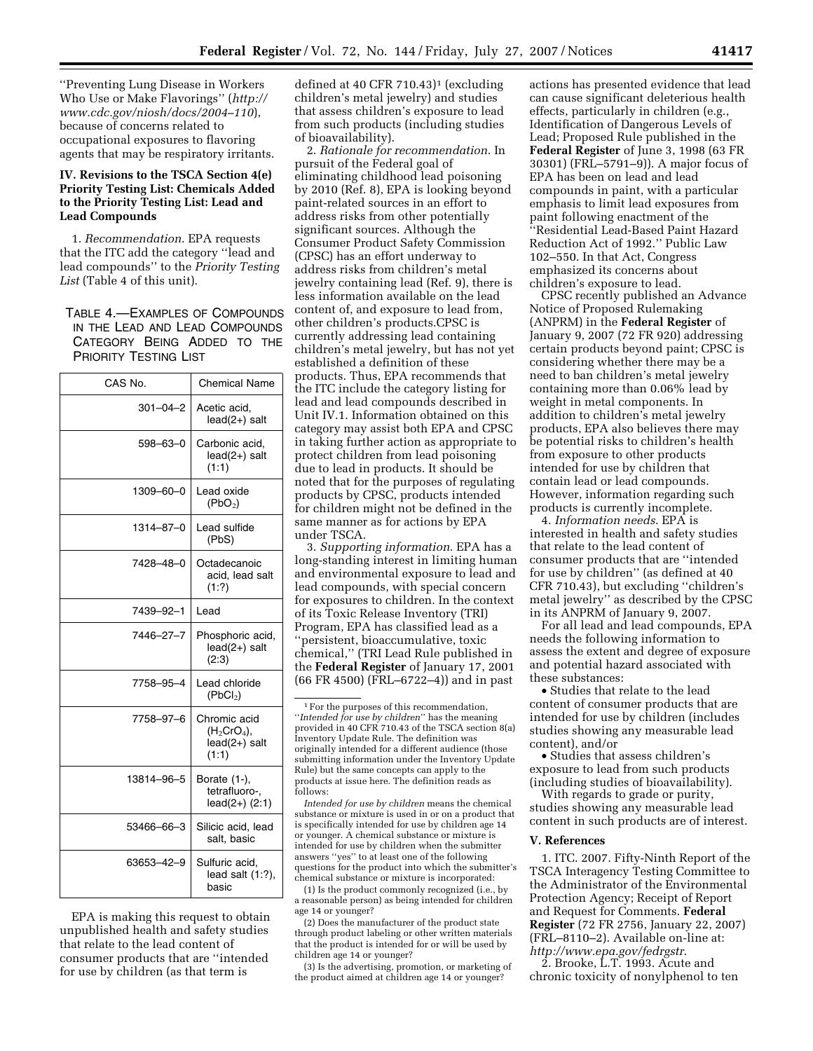''Preventing Lung Disease in Workers Who Use or Make Flavorings'' (*http://www.cdc.gov/niosh/docs/2004–110*), because of concerns related to occupational exposures to flavoring agents that may be respiratory irritants.

### IV. Revisions to the TSCA Section 4(e) Priority Testing List: Chemicals Added to the Priority Testing List: Lead and Lead Compounds

1. *Recommendation*. EPA requests that the ITC add the category ''lead and lead compounds'' to the *Priority Testing List* (Table 4 of this unit).

TABLE 4.—EXAMPLES OF COMPOUNDS IN THE LEAD AND LEAD COMPOUNDS CATEGORY BEING ADDED TO THE PRIORITY TESTING LIST

| CAS No. | Chemical Name |
|---|---|
| 301–04–2 | Acetic acid, lead(2+) salt |
| 598–63–0 | Carbonic acid, lead(2+) salt (1:1) |
| 1309–60–0 | Lead oxide ($PbO_2$) |
| 1314–87–0 | Lead sulfide (PbS) |
| 7428–48–0 | Octadecanoic acid, lead salt (1:?) |
| 7439–92–1 | Lead |
| 7446–27–7 | Phosphoric acid, lead(2+) salt (2:3) |
| 7758–95–4 | Lead chloride ($PbCl_2$) |
| 7758–97–6 | Chromic acid ($H_2CrO_4$), lead(2+) salt (1:1) |
| 13814–96–5 | Borate (1-), tetrafluoro-, lead(2+) (2:1) |
| 53466–66–3 | Silicic acid, lead salt, basic |
| 63653–42–9 | Sulfuric acid, lead salt (1:?), basic |

EPA is making this request to obtain unpublished health and safety studies that relate to the lead content of consumer products that are ''intended for use by children (as that term is defined at 40 CFR 710.43)[1] (excluding children's metal jewelry) and studies that assess children's exposure to lead from such products (including studies of bioavailability).

2. *Rationale for recommendation*. In pursuit of the Federal goal of eliminating childhood lead poisoning by 2010 (Ref. 8), EPA is looking beyond paint-related sources in an effort to address risks from other potentially significant sources. Although the Consumer Product Safety Commission (CPSC) has an effort underway to address risks from children's metal jewelry containing lead (Ref. 9), there is less information available on the lead content of, and exposure to lead from, other children's products.CPSC is currently addressing lead containing children's metal jewelry, but has not yet established a definition of these products. Thus, EPA recommends that the ITC include the category listing for lead and lead compounds described in Unit IV.1. Information obtained on this category may assist both EPA and CPSC in taking further action as appropriate to protect children from lead poisoning due to lead in products. It should be noted that for the purposes of regulating products by CPSC, products intended for children might not be defined in the same manner as for actions by EPA under TSCA.

3. *Supporting information*. EPA has a long-standing interest in limiting human and environmental exposure to lead and lead compounds, with special concern for exposures to children. In the context of its Toxic Release Inventory (TRI) Program, EPA has classified lead as a ''persistent, bioaccumulative, toxic chemical,'' (TRI Lead Rule published in the **Federal Register** of January 17, 2001 (66 FR 4500) (FRL–6722–4)) and in past actions has presented evidence that lead can cause significant deleterious health effects, particularly in children (e.g., Identification of Dangerous Levels of Lead; Proposed Rule published in the **Federal Register** of June 3, 1998 (63 FR 30301) (FRL–5791–9)). A major focus of EPA has been on lead and lead compounds in paint, with a particular emphasis to limit lead exposures from paint following enactment of the ''Residential Lead-Based Paint Hazard Reduction Act of 1992.'' Public Law 102–550. In that Act, Congress emphasized its concerns about children's exposure to lead.

CPSC recently published an Advance Notice of Proposed Rulemaking (ANPRM) in the **Federal Register** of January 9, 2007 (72 FR 920) addressing certain products beyond paint; CPSC is considering whether there may be a need to ban children's metal jewelry containing more than 0.06% lead by weight in metal components. In addition to children's metal jewelry products, EPA also believes there may be potential risks to children's health from exposure to other products intended for use by children that contain lead or lead compounds. However, information regarding such products is currently incomplete.

4. *Information needs*. EPA is interested in health and safety studies that relate to the lead content of consumer products that are ''intended for use by children'' (as defined at 40 CFR 710.43), but excluding ''children's metal jewelry'' as described by the CPSC in its ANPRM of January 9, 2007.

For all lead and lead compounds, EPA needs the following information to assess the extent and degree of exposure and potential hazard associated with these substances:

- Studies that relate to the lead content of consumer products that are intended for use by children (includes studies showing any measurable lead content), and/or
- Studies that assess children's exposure to lead from such products (including studies of bioavailability).

With regards to grade or purity, studies showing any measurable lead content in such products are of interest.

### V. References

1. ITC. 2007. Fifty-Ninth Report of the TSCA Interagency Testing Committee to the Administrator of the Environmental Protection Agency; Receipt of Report and Request for Comments. **Federal Register** (72 FR 2756, January 22, 2007) (FRL–8110–2). Available on-line at: *http://www.epa.gov/fedrgstr*.

2. Brooke, L.T. 1993. Acute and chronic toxicity of nonylphenol to ten

---

[1] For the purposes of this recommendation, ''*Intended for use by children*'' has the meaning provided in 40 CFR 710.43 of the TSCA section 8(a) Inventory Update Rule. The definition was originally intended for a different audience (those submitting information under the Inventory Update Rule) but the same concepts can apply to the products at issue here. The definition reads as follows:

*Intended for use by children* means the chemical substance or mixture is used in or on a product that is specifically intended for use by children age 14 or younger. A chemical substance or mixture is intended for use by children when the submitter answers ''yes'' to at least one of the following questions for the product into which the submitter's chemical substance or mixture is incorporated:

(1) Is the product commonly recognized (i.e., by a reasonable person) as being intended for children age 14 or younger?

(2) Does the manufacturer of the product state through product labeling or other written materials that the product is intended for or will be used by children age 14 or younger?

(3) Is the advertising, promotion, or marketing of the product aimed at children age 14 or younger?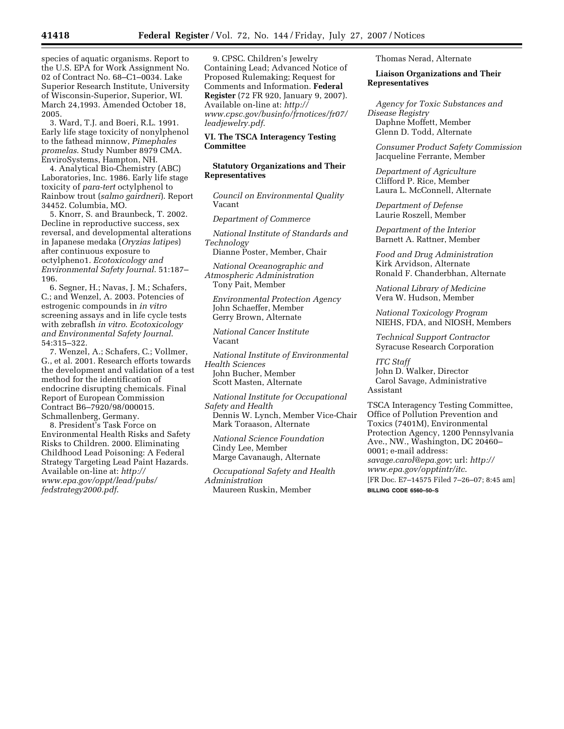species of aquatic organisms. Report to the U.S. EPA for Work Assignment No. 02 of Contract No. 68–C1–0034. Lake Superior Research Institute, University of Wisconsin-Superior, Superior, WI. March 24,1993. Amended October 18, 2005.

3. Ward, T.J. and Boeri, R.L. 1991. Early life stage toxicity of nonylphenol to the fathead minnow, *Pimephales promelas*. Study Number 8979 CMA. EnviroSystems, Hampton, NH.

4. Analytical Bio-Chemistry (ABC) Laboratories, Inc. 1986. Early life stage toxicity of *para-tert* octylphenol to Rainbow trout (*salmo gairdneri*). Report 34452. Columbia, MO.

5. Knorr, S. and Braunbeck, T. 2002. Decline in reproductive success, sex reversal, and developmental alterations in Japanese medaka (*Oryzias latipes*) after continuous exposure to octylpheno1. *Ecotoxicology and Environmental Safety Journal*. 51:187–196.

6. Segner, H.; Navas, J. M.; Schafers, C.; and Wenzel, A. 2003. Potencies of estrogenic compounds in *in vitro* screening assays and in life cycle tests with zebraflsh *in vitro*. *Ecotoxicology and Environmental Safety Journal*. 54:315–322.

7. Wenzel, A.; Schafers, C.; Vollmer, G., et al. 2001. Research efforts towards the development and validation of a test method for the identification of endocrine disrupting chemicals. Final Report of European Commission Contract B6–7920/98/000015. Schmallenberg, Germany.

8. President's Task Force on Environmental Health Risks and Safety Risks to Children. 2000. Eliminating Childhood Lead Poisoning: A Federal Strategy Targeting Lead Paint Hazards. Available on-line at: *http://www.epa.gov/oppt/lead/pubs/fedstrategy2000.pdf*.

9. CPSC. Children's Jewelry Containing Lead; Advanced Notice of Proposed Rulemaking; Request for Comments and Information. **Federal Register** (72 FR 920, January 9, 2007). Available on-line at: *http://www.cpsc.gov/businfo/frnotices/fr07/leadjewelry.pdf*.

## VI. The TSCA Interagency Testing Committee

### Statutory Organizations and Their Representatives

*Council on Environmental Quality*
Vacant

*Department of Commerce*

*National Institute of Standards and Technology*
Dianne Poster, Member, Chair

*National Oceanographic and Atmospheric Administration*
Tony Pait, Member

*Environmental Protection Agency*
John Schaeffer, Member
Gerry Brown, Alternate

*National Cancer Institute*
Vacant

*National Institute of Environmental Health Sciences*
John Bucher, Member
Scott Masten, Alternate

*National Institute for Occupational Safety and Health*
Dennis W. Lynch, Member Vice-Chair
Mark Toraason, Alternate

*National Science Foundation*
Cindy Lee, Member
Marge Cavanaugh, Alternate

*Occupational Safety and Health Administration*
Maureen Ruskin, Member
Thomas Nerad, Alternate

### Liaison Organizations and Their Representatives

*Agency for Toxic Substances and Disease Registry*
Daphne Moffett, Member
Glenn D. Todd, Alternate

*Consumer Product Safety Commission*
Jacqueline Ferrante, Member

*Department of Agriculture*
Clifford P. Rice, Member
Laura L. McConnell, Alternate

*Department of Defense*
Laurie Roszell, Member

*Department of the Interior*
Barnett A. Rattner, Member

*Food and Drug Administration*
Kirk Arvidson, Alternate
Ronald F. Chanderbhan, Alternate

*National Library of Medicine*
Vera W. Hudson, Member

*National Toxicology Program*
NIEHS, FDA, and NIOSH, Members

*Technical Support Contractor*
Syracuse Research Corporation

*ITC Staff*
John D. Walker, Director
Carol Savage, Administrative Assistant

TSCA Interagency Testing Committee, Office of Pollution Prevention and Toxics (7401M), Environmental Protection Agency, 1200 Pennsylvania Ave., NW., Washington, DC 20460–0001; e-mail address: *savage.carol@epa.gov*; url: *http://www.epa.gov/opptintr/itc*.

[FR Doc. E7–14575 Filed 7–26–07; 8:45 am]

**BILLING CODE 6560–50–S**